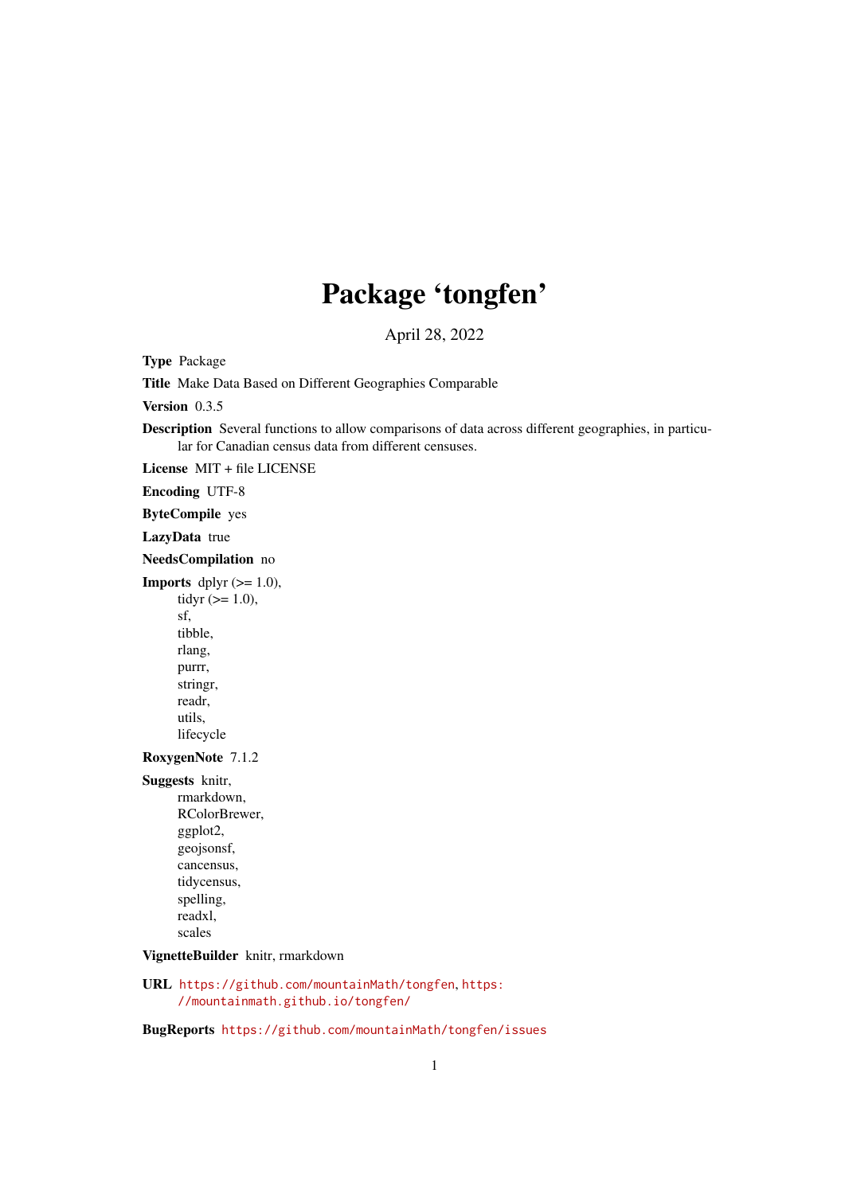# Package 'tongfen'

April 28, 2022

**Type** Package

**Title** Make Data Based on Different Geographies Comparable

**Version** 0.3.5

**Description** Several functions to allow comparisons of data across different geographies, in particular for Canadian census data from different censuses.

**License** MIT + file LICENSE

**Encoding** UTF-8

**ByteCompile** yes

**LazyData** true

**NeedsCompilation** no

**Imports** dplyr (>= 1.0),
tidyr (>= 1.0),
sf,
tibble,
rlang,
purrr,
stringr,
readr,
utils,
lifecycle

**RoxygenNote** 7.1.2

**Suggests** knitr,
rmarkdown,
RColorBrewer,
ggplot2,
geojsonsf,
cancensus,
tidycensus,
spelling,
readxl,
scales

**VignetteBuilder** knitr, rmarkdown

**URL** https://github.com/mountainMath/tongfen, https://mountainmath.github.io/tongfen/

**BugReports** https://github.com/mountainMath/tongfen/issues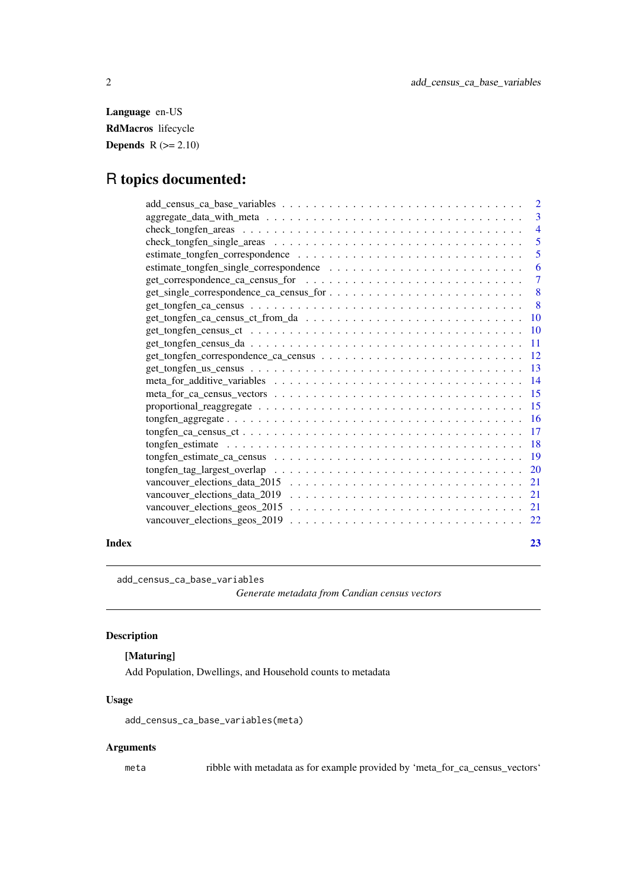**Language** en-US

**RdMacros** lifecycle

**Depends** R (>= 2.10)

# R topics documented:

| | |
|---|---|
| add_census_ca_base_variables | 2 |
| aggregate_data_with_meta | 3 |
| check_tongfen_areas | 4 |
| check_tongfen_single_areas | 5 |
| estimate_tongfen_correspondence | 5 |
| estimate_tongfen_single_correspondence | 6 |
| get_correspondence_ca_census_for | 7 |
| get_single_correspondence_ca_census_for | 8 |
| get_tongfen_ca_census | 8 |
| get_tongfen_ca_census_ct_from_da | 10 |
| get_tongfen_census_ct | 10 |
| get_tongfen_census_da | 11 |
| get_tongfen_correspondence_ca_census | 12 |
| get_tongfen_us_census | 13 |
| meta_for_additive_variables | 14 |
| meta_for_ca_census_vectors | 15 |
| proportional_reaggregate | 15 |
| tongfen_aggregate | 16 |
| tongfen_ca_census_ct | 17 |
| tongfen_estimate | 18 |
| tongfen_estimate_ca_census | 19 |
| tongfen_tag_largest_overlap | 20 |
| vancouver_elections_data_2015 | 21 |
| vancouver_elections_data_2019 | 21 |
| vancouver_elections_geos_2015 | 21 |
| vancouver_elections_geos_2019 | 22 |

**Index** 23

---

`add_census_ca_base_variables` *Generate metadata from Candian census vectors*

---

## Description

**[Maturing]**

Add Population, Dwellings, and Household counts to metadata

## Usage

```
add_census_ca_base_variables(meta)
```

## Arguments

`meta` ribble with metadata as for example provided by 'meta_for_ca_census_vectors'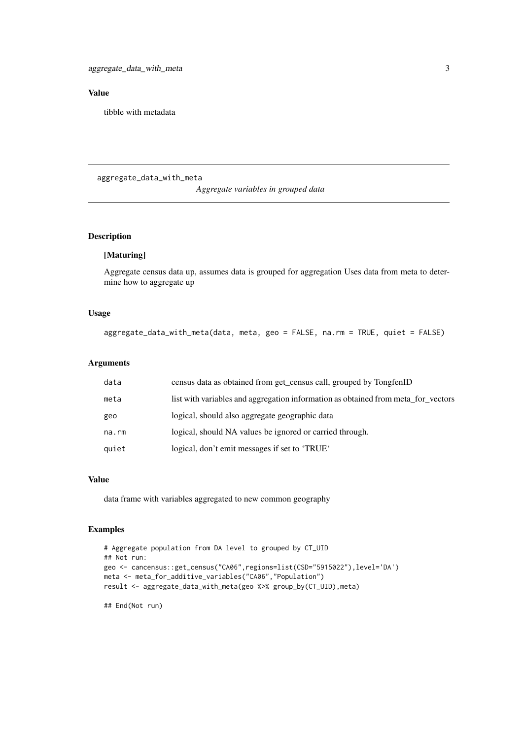## Value

tibble with metadata

---

`aggregate_data_with_meta` *Aggregate variables in grouped data*

---

## Description

**[Maturing]**

Aggregate census data up, assumes data is grouped for aggregation Uses data from meta to determine how to aggregate up

## Usage

```
aggregate_data_with_meta(data, meta, geo = FALSE, na.rm = TRUE, quiet = FALSE)
```

## Arguments

| | |
|---|---|
| `data` | census data as obtained from get_census call, grouped by TongfenID |
| `meta` | list with variables and aggregation information as obtained from meta_for_vectors |
| `geo` | logical, should also aggregate geographic data |
| `na.rm` | logical, should NA values be ignored or carried through. |
| `quiet` | logical, don't emit messages if set to 'TRUE' |

## Value

data frame with variables aggregated to new common geography

## Examples

```
# Aggregate population from DA level to grouped by CT_UID
## Not run:
geo <- cancensus::get_census("CA06",regions=list(CSD="5915022"),level='DA')
meta <- meta_for_additive_variables("CA06","Population")
result <- aggregate_data_with_meta(geo %>% group_by(CT_UID),meta)

## End(Not run)
```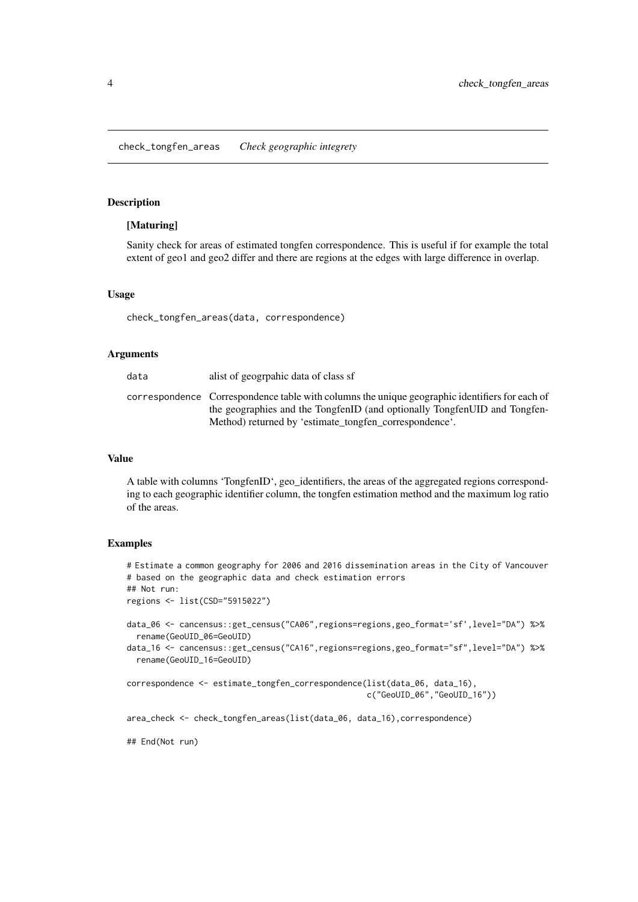# check_tongfen_areas *Check geographic integrety*

## Description

**[Maturing]**

Sanity check for areas of estimated tongfen correspondence. This is useful if for example the total extent of geo1 and geo2 differ and there are regions at the edges with large difference in overlap.

## Usage

```
check_tongfen_areas(data, correspondence)
```

## Arguments

| | |
|---|---|
| `data` | alist of geogrpahic data of class sf |
| `correspondence` | Correspondence table with columns the unique geographic identifiers for each of the geographies and the TongfenID (and optionally TongfenUID and Tongfen-Method) returned by 'estimate_tongfen_correspondence'. |

## Value

A table with columns 'TongfenID', geo_identifiers, the areas of the aggregated regions corresponding to each geographic identifier column, the tongfen estimation method and the maximum log ratio of the areas.

## Examples

```
# Estimate a common geography for 2006 and 2016 dissemination areas in the City of Vancouver
# based on the geographic data and check estimation errors
## Not run:
regions <- list(CSD="5915022")

data_06 <- cancensus::get_census("CA06",regions=regions,geo_format='sf',level="DA") %>%
  rename(GeoUID_06=GeoUID)
data_16 <- cancensus::get_census("CA16",regions=regions,geo_format="sf",level="DA") %>%
  rename(GeoUID_16=GeoUID)

correspondence <- estimate_tongfen_correspondence(list(data_06, data_16),
                                                  c("GeoUID_06","GeoUID_16"))

area_check <- check_tongfen_areas(list(data_06, data_16),correspondence)

## End(Not run)
```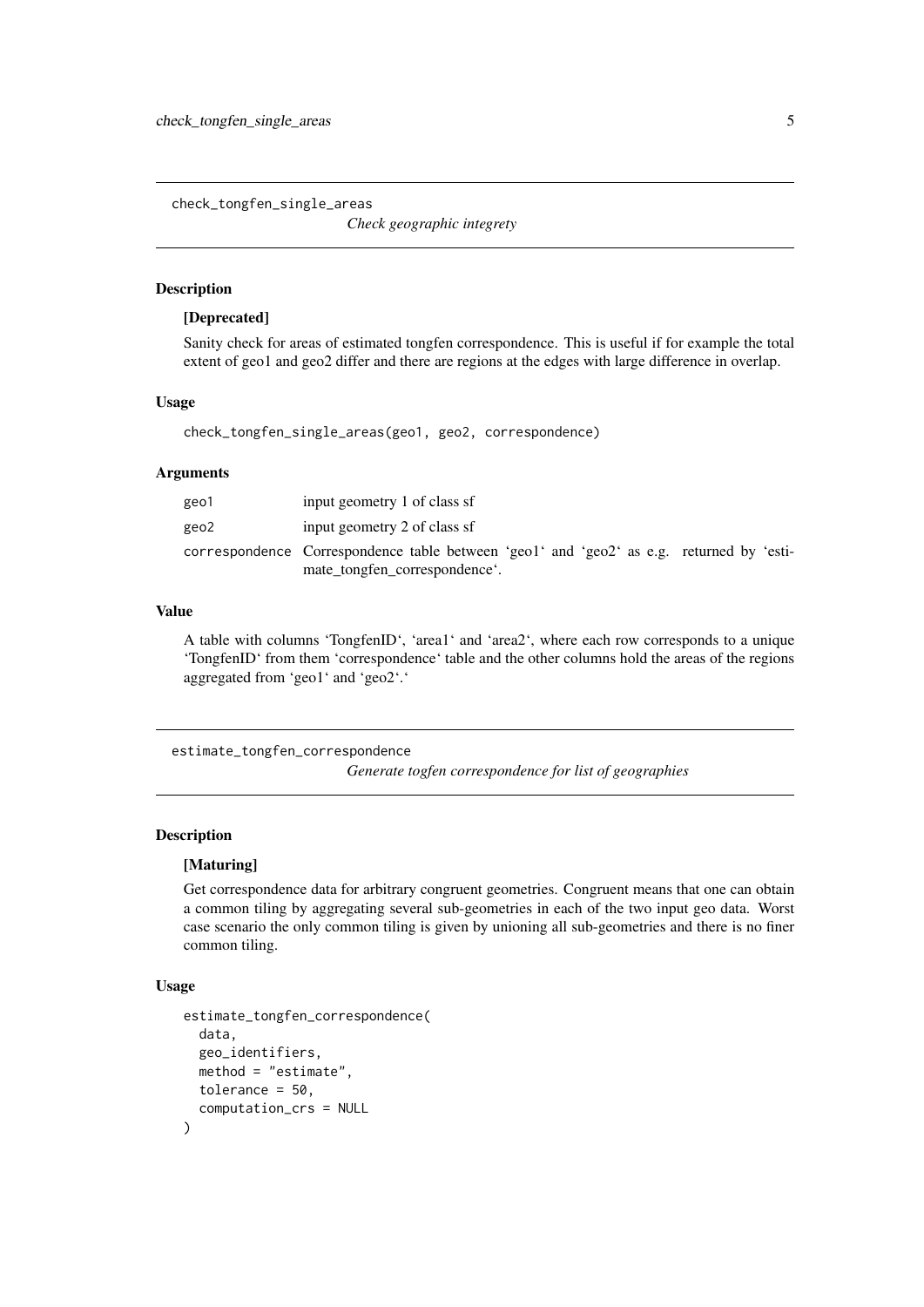## check_tongfen_single_areas

*Check geographic integrety*

### Description

**[Deprecated]**

Sanity check for areas of estimated tongfen correspondence. This is useful if for example the total extent of geo1 and geo2 differ and there are regions at the edges with large difference in overlap.

### Usage

```
check_tongfen_single_areas(geo1, geo2, correspondence)
```

### Arguments

| | |
|---|---|
| geo1 | input geometry 1 of class sf |
| geo2 | input geometry 2 of class sf |
| correspondence | Correspondence table between 'geo1' and 'geo2' as e.g. returned by 'estimate_tongfen_correspondence'. |

### Value

A table with columns 'TongfenID', 'area1' and 'area2', where each row corresponds to a unique 'TongfenID' from them 'correspondence' table and the other columns hold the areas of the regions aggregated from 'geo1' and 'geo2'.'

## estimate_tongfen_correspondence

*Generate togfen correspondence for list of geographies*

### Description

**[Maturing]**

Get correspondence data for arbitrary congruent geometries. Congruent means that one can obtain a common tiling by aggregating several sub-geometries in each of the two input geo data. Worst case scenario the only common tiling is given by unioning all sub-geometries and there is no finer common tiling.

### Usage

```
estimate_tongfen_correspondence(
  data,
  geo_identifiers,
  method = "estimate",
  tolerance = 50,
  computation_crs = NULL
)
```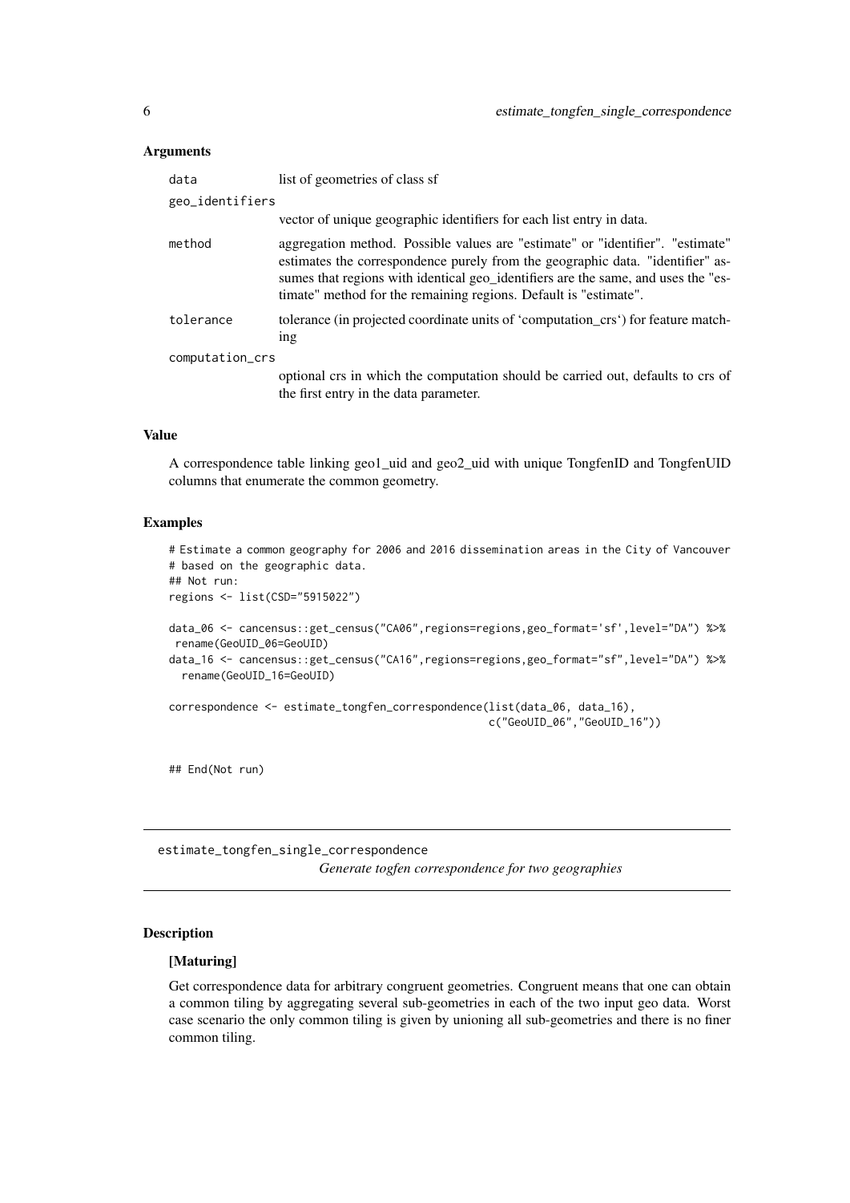### Arguments

| | |
|---|---|
| data | list of geometries of class sf |
| geo_identifiers | vector of unique geographic identifiers for each list entry in data. |
| method | aggregation method. Possible values are "estimate" or "identifier". "estimate" estimates the correspondence purely from the geographic data. "identifier" assumes that regions with identical geo_identifiers are the same, and uses the "estimate" method for the remaining regions. Default is "estimate". |
| tolerance | tolerance (in projected coordinate units of 'computation_crs') for feature matching |
| computation_crs | optional crs in which the computation should be carried out, defaults to crs of the first entry in the data parameter. |

### Value

A correspondence table linking geo1_uid and geo2_uid with unique TongfenID and TongfenUID columns that enumerate the common geometry.

### Examples

```
# Estimate a common geography for 2006 and 2016 dissemination areas in the City of Vancouver
# based on the geographic data.
## Not run:
regions <- list(CSD="5915022")

data_06 <- cancensus::get_census("CA06",regions=regions,geo_format='sf',level="DA") %>%
 rename(GeoUID_06=GeoUID)
data_16 <- cancensus::get_census("CA16",regions=regions,geo_format="sf",level="DA") %>%
  rename(GeoUID_16=GeoUID)

correspondence <- estimate_tongfen_correspondence(list(data_06, data_16),
                                                   c("GeoUID_06","GeoUID_16"))


## End(Not run)
```

---

## estimate_tongfen_single_correspondence

*Generate togfen correspondence for two geographies*

### Description

**[Maturing]**

Get correspondence data for arbitrary congruent geometries. Congruent means that one can obtain a common tiling by aggregating several sub-geometries in each of the two input geo data. Worst case scenario the only common tiling is given by unioning all sub-geometries and there is no finer common tiling.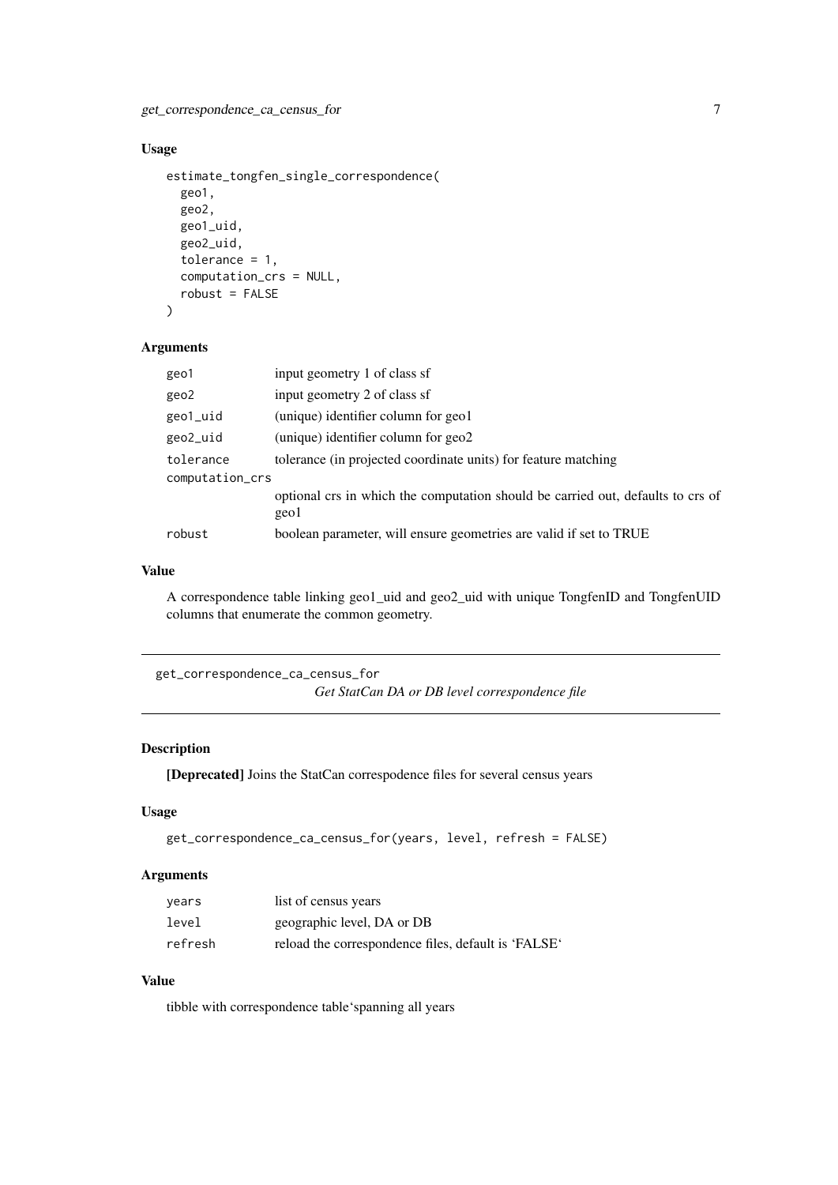### Usage

```
estimate_tongfen_single_correspondence(
  geo1,
  geo2,
  geo1_uid,
  geo2_uid,
  tolerance = 1,
  computation_crs = NULL,
  robust = FALSE
)
```

### Arguments

| | |
|---|---|
| geo1 | input geometry 1 of class sf |
| geo2 | input geometry 2 of class sf |
| geo1_uid | (unique) identifier column for geo1 |
| geo2_uid | (unique) identifier column for geo2 |
| tolerance | tolerance (in projected coordinate units) for feature matching |
| computation_crs | optional crs in which the computation should be carried out, defaults to crs of geo1 |
| robust | boolean parameter, will ensure geometries are valid if set to TRUE |

### Value

A correspondence table linking geo1_uid and geo2_uid with unique TongfenID and TongfenUID columns that enumerate the common geometry.

---

## get_correspondence_ca_census_for

*Get StatCan DA or DB level correspondence file*

### Description

**[Deprecated]** Joins the StatCan correspodence files for several census years

### Usage

```
get_correspondence_ca_census_for(years, level, refresh = FALSE)
```

### Arguments

| | |
|---|---|
| years | list of census years |
| level | geographic level, DA or DB |
| refresh | reload the correspondence files, default is 'FALSE' |

### Value

tibble with correspondence table'spanning all years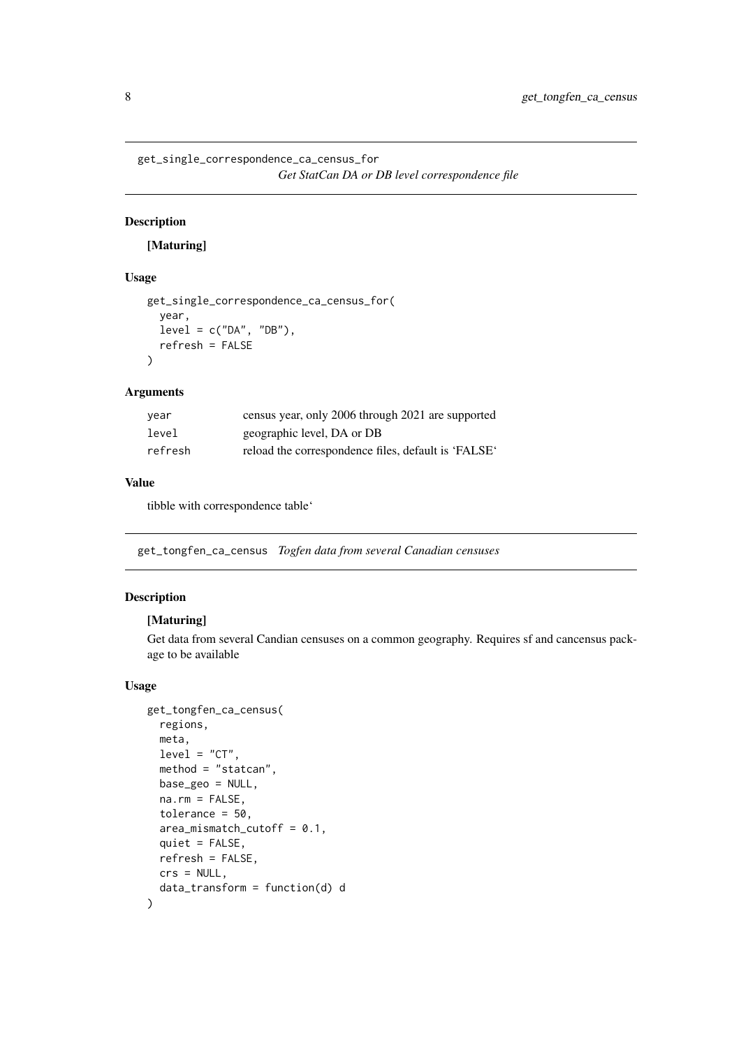## get_single_correspondence_ca_census_for

*Get StatCan DA or DB level correspondence file*

### Description

**[Maturing]**

### Usage

```
get_single_correspondence_ca_census_for(
  year,
  level = c("DA", "DB"),
  refresh = FALSE
)
```

### Arguments

| | |
|---|---|
| year | census year, only 2006 through 2021 are supported |
| level | geographic level, DA or DB |
| refresh | reload the correspondence files, default is 'FALSE' |

### Value

tibble with correspondence table'

## get_tongfen_ca_census

*Togfen data from several Canadian censuses*

### Description

**[Maturing]**

Get data from several Candian censuses on a common geography. Requires sf and cancensus package to be available

### Usage

```
get_tongfen_ca_census(
  regions,
  meta,
  level = "CT",
  method = "statcan",
  base_geo = NULL,
  na.rm = FALSE,
  tolerance = 50,
  area_mismatch_cutoff = 0.1,
  quiet = FALSE,
  refresh = FALSE,
  crs = NULL,
  data_transform = function(d) d
)
```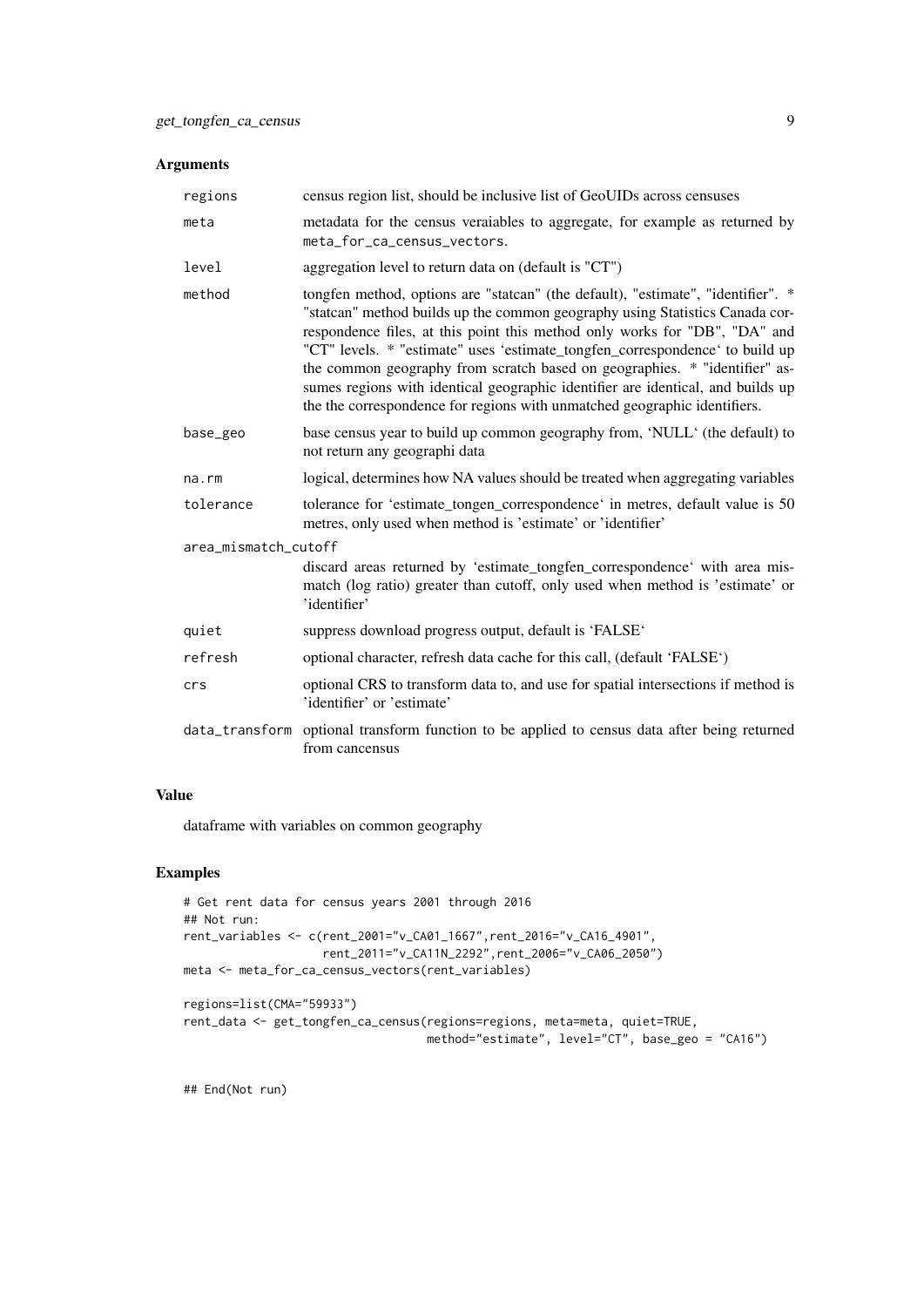## Arguments

| | |
|---|---|
| `regions` | census region list, should be inclusive list of GeoUIDs across censuses |
| `meta` | metadata for the census veraiables to aggregate, for example as returned by `meta_for_ca_census_vectors`. |
| `level` | aggregation level to return data on (default is "CT") |
| `method` | tongfen method, options are "statcan" (the default), "estimate", "identifier". * "statcan" method builds up the common geography using Statistics Canada correspondence files, at this point this method only works for "DB", "DA" and "CT" levels. * "estimate" uses 'estimate_tongfen_correspondence' to build up the common geography from scratch based on geographies. * "identifier" assumes regions with identical geographic identifier are identical, and builds up the the correspondence for regions with unmatched geographic identifiers. |
| `base_geo` | base census year to build up common geography from, 'NULL' (the default) to not return any geographi data |
| `na.rm` | logical, determines how NA values should be treated when aggregating variables |
| `tolerance` | tolerance for 'estimate_tongen_correspondence' in metres, default value is 50 metres, only used when method is 'estimate' or 'identifier' |
| `area_mismatch_cutoff` | discard areas returned by 'estimate_tongfen_correspondence' with area mismatch (log ratio) greater than cutoff, only used when method is 'estimate' or 'identifier' |
| `quiet` | suppress download progress output, default is 'FALSE' |
| `refresh` | optional character, refresh data cache for this call, (default 'FALSE') |
| `crs` | optional CRS to transform data to, and use for spatial intersections if method is 'identifier' or 'estimate' |
| `data_transform` | optional transform function to be applied to census data after being returned from cancensus |

## Value

dataframe with variables on common geography

## Examples

```
# Get rent data for census years 2001 through 2016
## Not run:
rent_variables <- c(rent_2001="v_CA01_1667",rent_2016="v_CA16_4901",
                    rent_2011="v_CA11N_2292",rent_2006="v_CA06_2050")
meta <- meta_for_ca_census_vectors(rent_variables)

regions=list(CMA="59933")
rent_data <- get_tongfen_ca_census(regions=regions, meta=meta, quiet=TRUE,
                                   method="estimate", level="CT", base_geo = "CA16")


## End(Not run)
```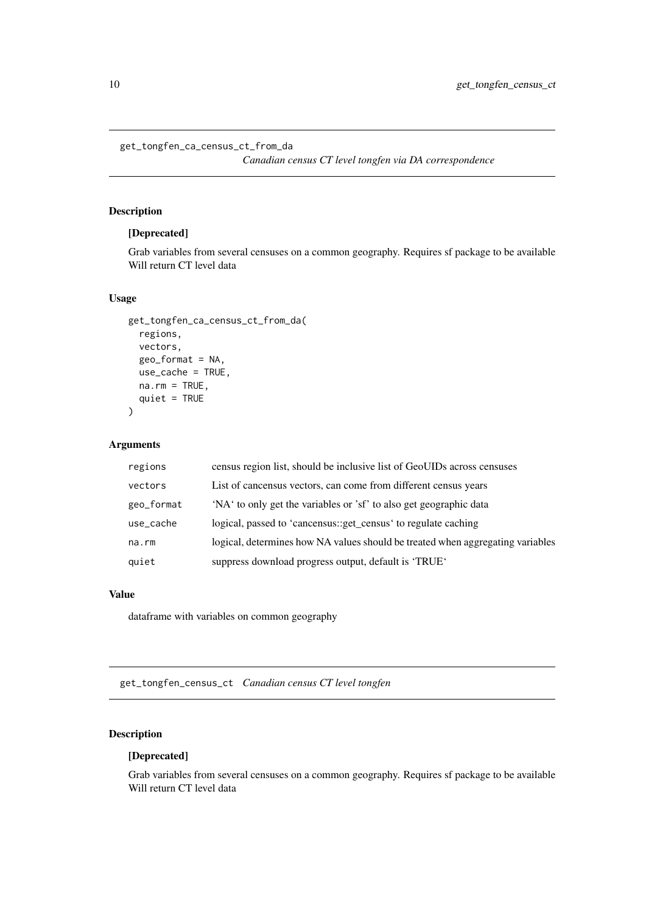## get_tongfen_ca_census_ct_from_da
*Canadian census CT level tongfen via DA correspondence*

### Description

**[Deprecated]**

Grab variables from several censuses on a common geography. Requires sf package to be available Will return CT level data

### Usage

```
get_tongfen_ca_census_ct_from_da(
  regions,
  vectors,
  geo_format = NA,
  use_cache = TRUE,
  na.rm = TRUE,
  quiet = TRUE
)
```

### Arguments

| | |
|---|---|
| regions | census region list, should be inclusive list of GeoUIDs across censuses |
| vectors | List of cancensus vectors, can come from different census years |
| geo_format | 'NA' to only get the variables or 'sf' to also get geographic data |
| use_cache | logical, passed to 'cancensus::get_census' to regulate caching |
| na.rm | logical, determines how NA values should be treated when aggregating variables |
| quiet | suppress download progress output, default is 'TRUE' |

### Value

dataframe with variables on common geography

## get_tongfen_census_ct
*Canadian census CT level tongfen*

### Description

**[Deprecated]**

Grab variables from several censuses on a common geography. Requires sf package to be available Will return CT level data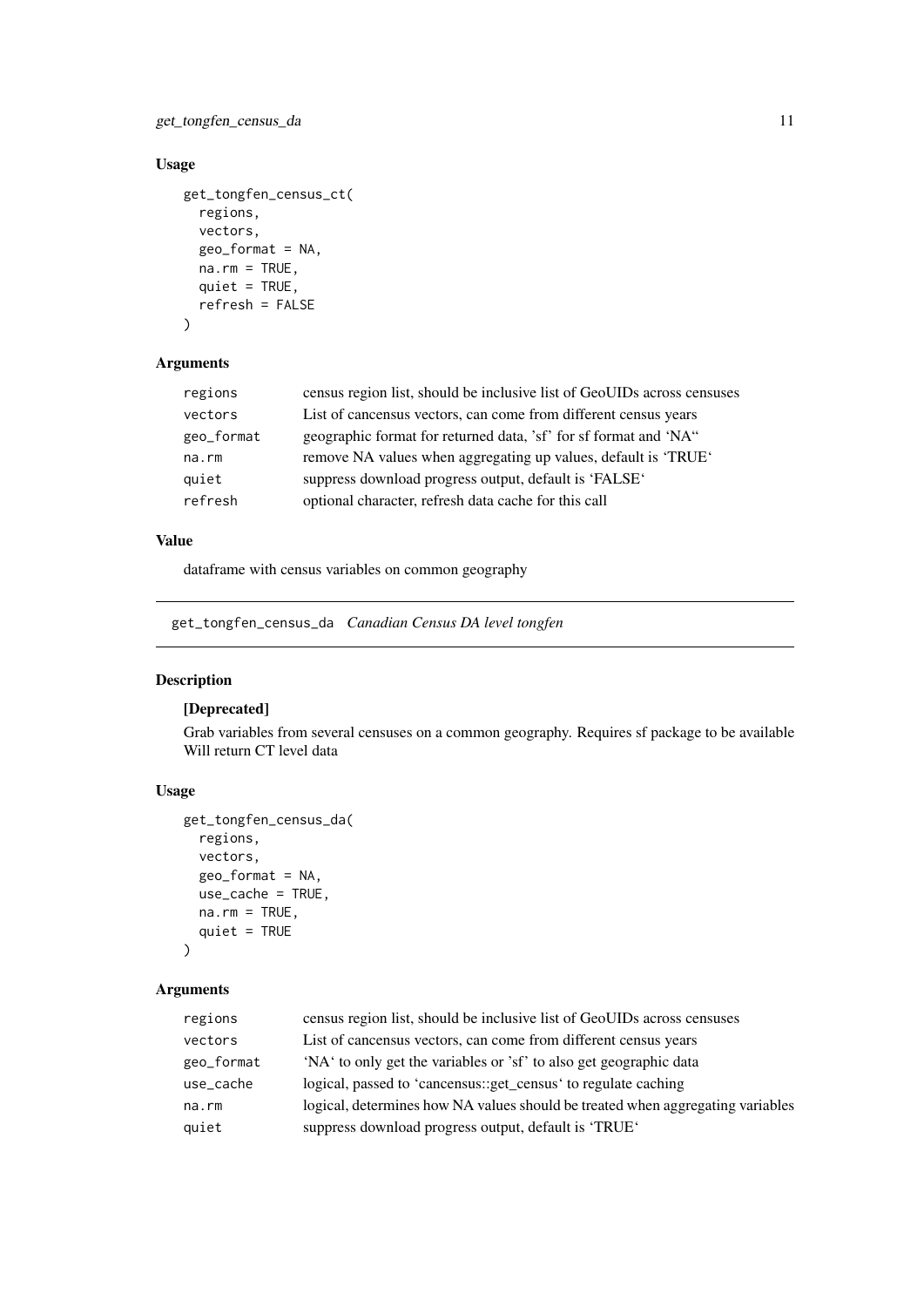### Usage

```
get_tongfen_census_ct(
  regions,
  vectors,
  geo_format = NA,
  na.rm = TRUE,
  quiet = TRUE,
  refresh = FALSE
)
```

### Arguments

| | |
|---|---|
| regions | census region list, should be inclusive list of GeoUIDs across censuses |
| vectors | List of cancensus vectors, can come from different census years |
| geo_format | geographic format for returned data, 'sf' for sf format and 'NA" |
| na.rm | remove NA values when aggregating up values, default is 'TRUE' |
| quiet | suppress download progress output, default is 'FALSE' |
| refresh | optional character, refresh data cache for this call |

### Value

dataframe with census variables on common geography

---

## get_tongfen_census_da *Canadian Census DA level tongfen*

### Description

**[Deprecated]**

Grab variables from several censuses on a common geography. Requires sf package to be available Will return CT level data

### Usage

```
get_tongfen_census_da(
  regions,
  vectors,
  geo_format = NA,
  use_cache = TRUE,
  na.rm = TRUE,
  quiet = TRUE
)
```

### Arguments

| | |
|---|---|
| regions | census region list, should be inclusive list of GeoUIDs across censuses |
| vectors | List of cancensus vectors, can come from different census years |
| geo_format | 'NA' to only get the variables or 'sf' to also get geographic data |
| use_cache | logical, passed to 'cancensus::get_census' to regulate caching |
| na.rm | logical, determines how NA values should be treated when aggregating variables |
| quiet | suppress download progress output, default is 'TRUE' |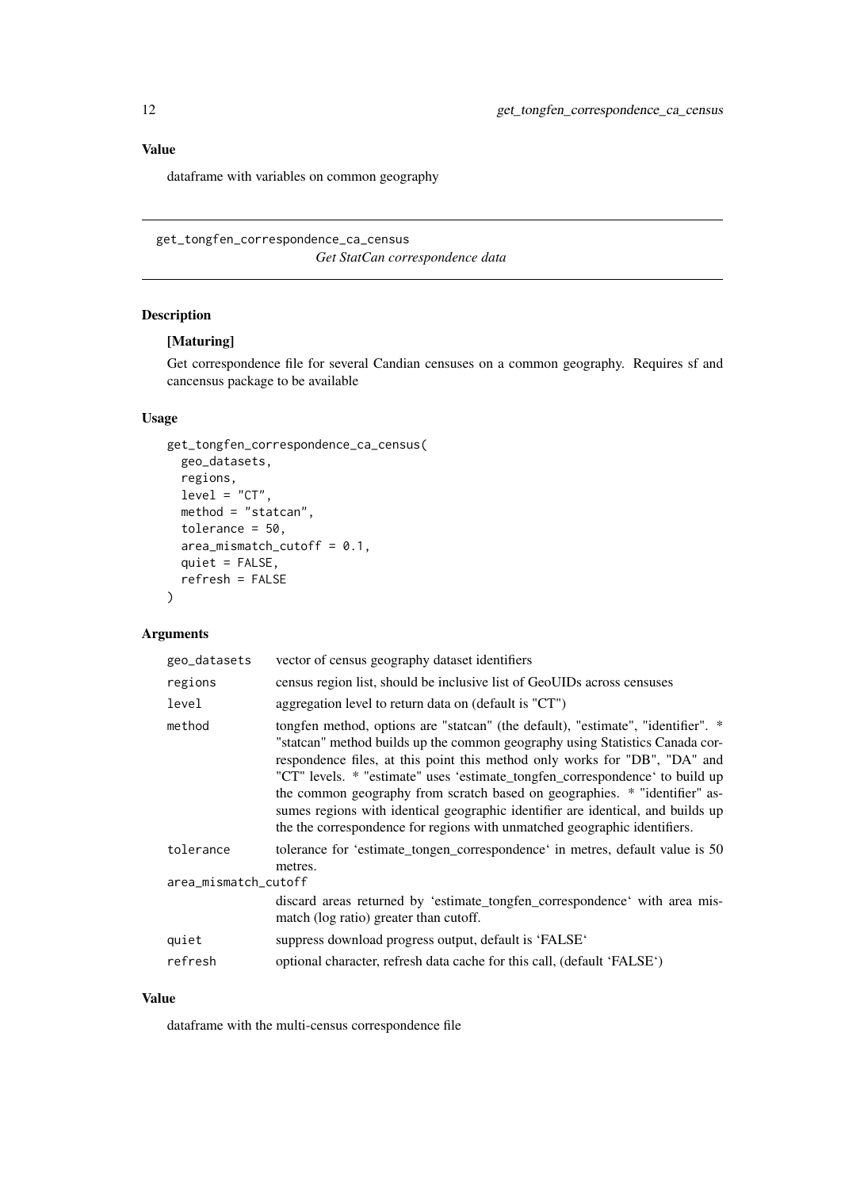### Value

dataframe with variables on common geography

---

## get_tongfen_correspondence_ca_census

*Get StatCan correspondence data*

---

### Description

**[Maturing]**

Get correspondence file for several Candian censuses on a common geography. Requires sf and cancensus package to be available

### Usage

```
get_tongfen_correspondence_ca_census(
  geo_datasets,
  regions,
  level = "CT",
  method = "statcan",
  tolerance = 50,
  area_mismatch_cutoff = 0.1,
  quiet = FALSE,
  refresh = FALSE
)
```

### Arguments

| | |
|---|---|
| `geo_datasets` | vector of census geography dataset identifiers |
| `regions` | census region list, should be inclusive list of GeoUIDs across censuses |
| `level` | aggregation level to return data on (default is "CT") |
| `method` | tongfen method, options are "statcan" (the default), "estimate", "identifier". * "statcan" method builds up the common geography using Statistics Canada correspondence files, at this point this method only works for "DB", "DA" and "CT" levels. * "estimate" uses 'estimate_tongfen_correspondence' to build up the common geography from scratch based on geographies. * "identifier" assumes regions with identical geographic identifier are identical, and builds up the the correspondence for regions with unmatched geographic identifiers. |
| `tolerance` | tolerance for 'estimate_tongen_correspondence' in metres, default value is 50 metres. |
| `area_mismatch_cutoff` | discard areas returned by 'estimate_tongfen_correspondence' with area mismatch (log ratio) greater than cutoff. |
| `quiet` | suppress download progress output, default is 'FALSE' |
| `refresh` | optional character, refresh data cache for this call, (default 'FALSE') |

### Value

dataframe with the multi-census correspondence file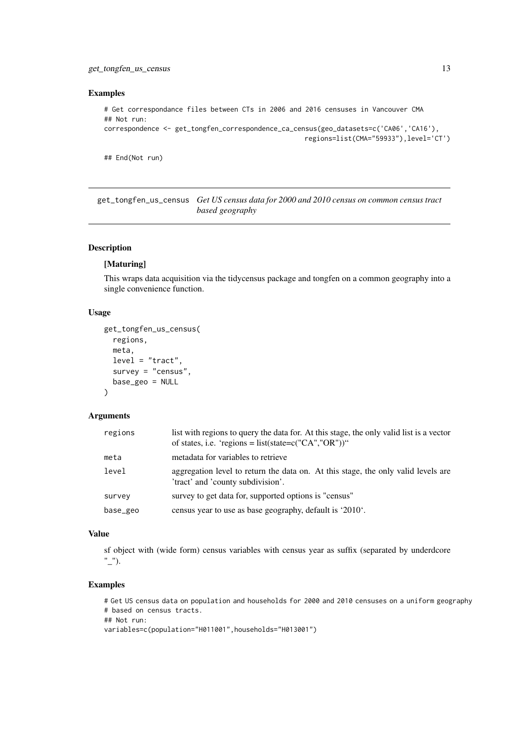### Examples

```
# Get correspondance files between CTs in 2006 and 2016 censuses in Vancouver CMA
## Not run:
correspondence <- get_tongfen_correspondence_ca_census(geo_datasets=c('CA06','CA16'),
                                                       regions=list(CMA="59933"),level='CT')

## End(Not run)
```

---

## get_tongfen_us_census *Get US census data for 2000 and 2010 census on common census tract based geography*

---

### Description

**[Maturing]**

This wraps data acquisition via the tidycensus package and tongfen on a common geography into a single convenience function.

### Usage

```
get_tongfen_us_census(
  regions,
  meta,
  level = "tract",
  survey = "census",
  base_geo = NULL
)
```

### Arguments

| | |
|---|---|
| regions | list with regions to query the data for. At this stage, the only valid list is a vector of states, i.e. 'regions = list(state=c("CA","OR"))' |
| meta | metadata for variables to retrieve |
| level | aggregation level to return the data on. At this stage, the only valid levels are 'tract' and 'county subdivision'. |
| survey | survey to get data for, supported options is "census" |
| base_geo | census year to use as base geography, default is '2010'. |

### Value

sf object with (wide form) census variables with census year as suffix (separated by underdcore "_").

### Examples

```
# Get US census data on population and households for 2000 and 2010 censuses on a uniform geography
# based on census tracts.
## Not run:
variables=c(population="H011001",households="H013001")
```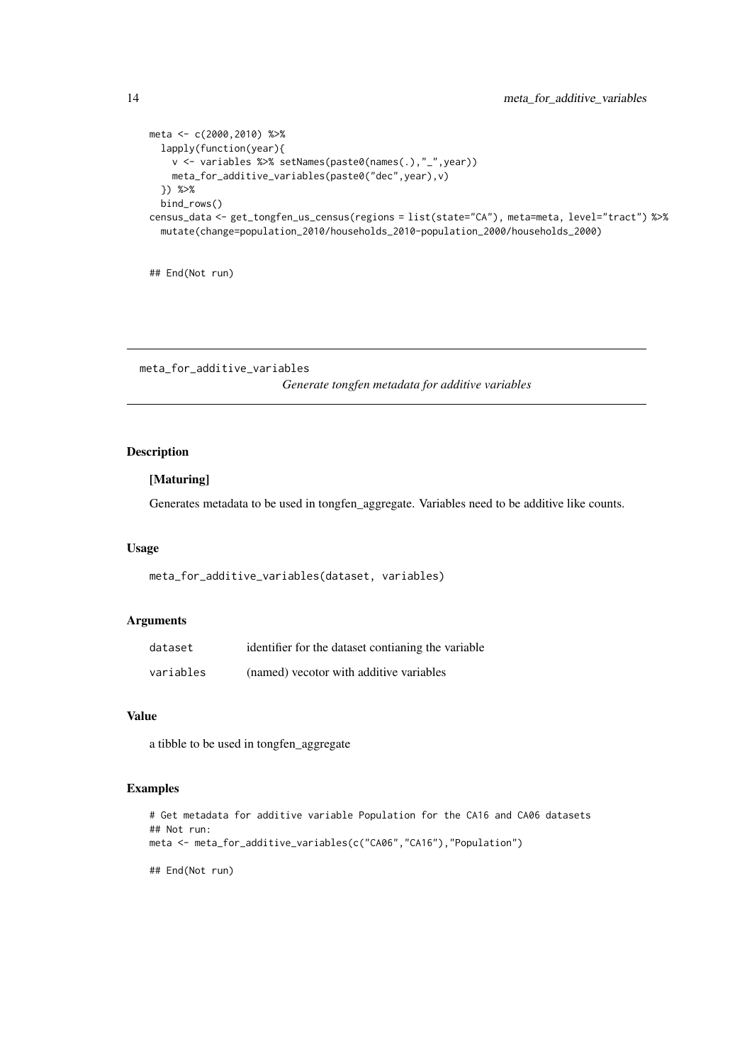```
meta <- c(2000,2010) %>%
  lapply(function(year){
    v <- variables %>% setNames(paste0(names(.),"_",year))
    meta_for_additive_variables(paste0("dec",year),v)
  }) %>%
  bind_rows()
census_data <- get_tongfen_us_census(regions = list(state="CA"), meta=meta, level="tract") %>%
  mutate(change=population_2010/households_2010-population_2000/households_2000)

## End(Not run)
```

## meta_for_additive_variables

*Generate tongfen metadata for additive variables*

### Description

**[Maturing]**

Generates metadata to be used in tongfen_aggregate. Variables need to be additive like counts.

### Usage

```
meta_for_additive_variables(dataset, variables)
```

### Arguments

| | |
|---|---|
| dataset | identifier for the dataset contianing the variable |
| variables | (named) vecotor with additive variables |

### Value

a tibble to be used in tongfen_aggregate

### Examples

```
# Get metadata for additive variable Population for the CA16 and CA06 datasets
## Not run:
meta <- meta_for_additive_variables(c("CA06","CA16"),"Population")

## End(Not run)
```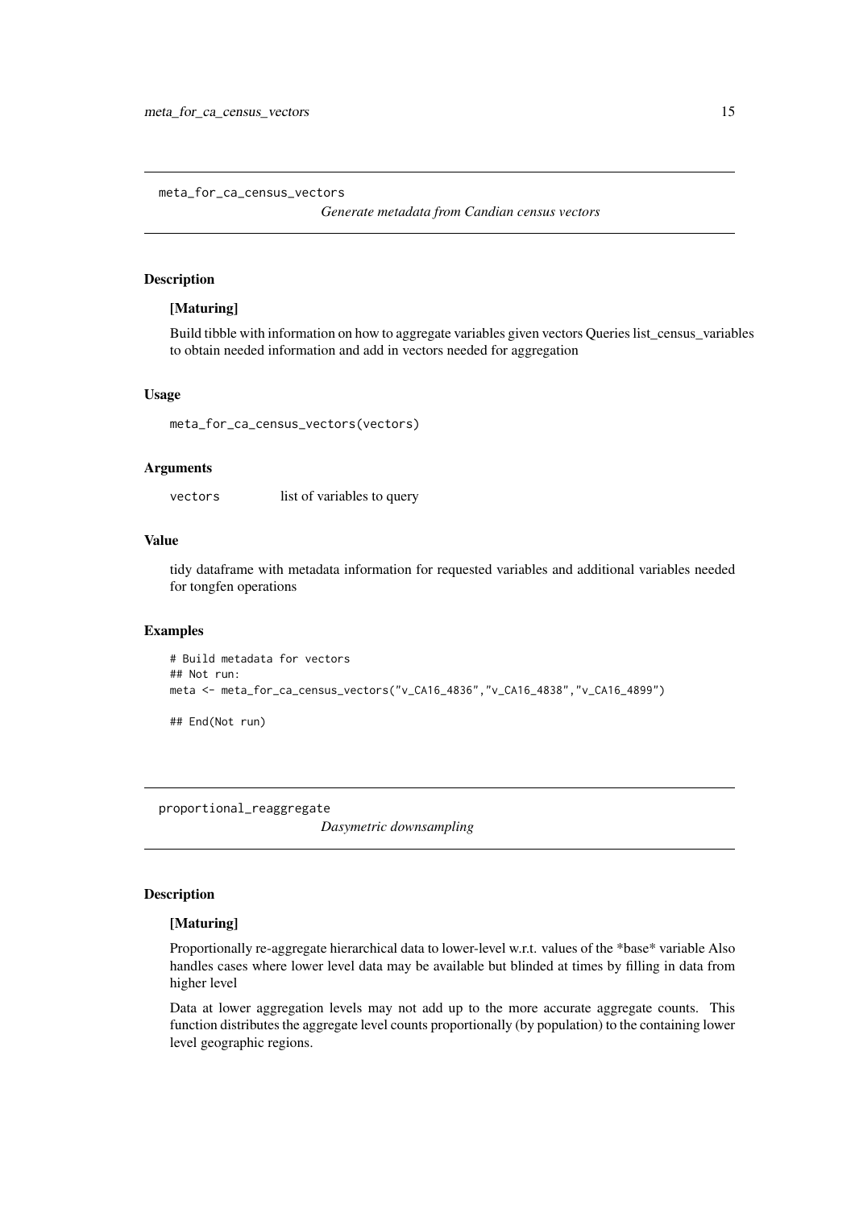## meta_for_ca_census_vectors

*Generate metadata from Candian census vectors*

### Description

**[Maturing]**

Build tibble with information on how to aggregate variables given vectors Queries list_census_variables to obtain needed information and add in vectors needed for aggregation

### Usage

```
meta_for_ca_census_vectors(vectors)
```

### Arguments

| | |
|---|---|
| `vectors` | list of variables to query |

### Value

tidy dataframe with metadata information for requested variables and additional variables needed for tongfen operations

### Examples

```
# Build metadata for vectors
## Not run:
meta <- meta_for_ca_census_vectors("v_CA16_4836","v_CA16_4838","v_CA16_4899")

## End(Not run)
```

## proportional_reaggregate

*Dasymetric downsampling*

### Description

**[Maturing]**

Proportionally re-aggregate hierarchical data to lower-level w.r.t. values of the *base* variable Also handles cases where lower level data may be available but blinded at times by filling in data from higher level

Data at lower aggregation levels may not add up to the more accurate aggregate counts. This function distributes the aggregate level counts proportionally (by population) to the containing lower level geographic regions.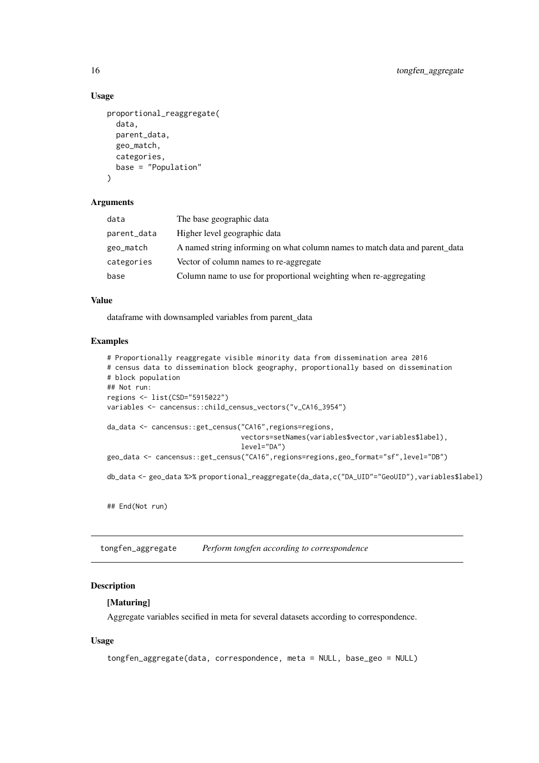### Usage

```
proportional_reaggregate(
  data,
  parent_data,
  geo_match,
  categories,
  base = "Population"
)
```

### Arguments

| | |
|---|---|
| data | The base geographic data |
| parent_data | Higher level geographic data |
| geo_match | A named string informing on what column names to match data and parent_data |
| categories | Vector of column names to re-aggregate |
| base | Column name to use for proportional weighting when re-aggregating |

### Value

dataframe with downsampled variables from parent_data

### Examples

```
# Proportionally reaggregate visible minority data from dissemination area 2016
# census data to dissemination block geography, proportionally based on dissemination
# block population
## Not run:
regions <- list(CSD="5915022")
variables <- cancensus::child_census_vectors("v_CA16_3954")

da_data <- cancensus::get_census("CA16",regions=regions,
                                 vectors=setNames(variables$vector,variables$label),
                                 level="DA")
geo_data <- cancensus::get_census("CA16",regions=regions,geo_format="sf",level="DB")

db_data <- geo_data %>% proportional_reaggregate(da_data,c("DA_UID"="GeoUID"),variables$label)


## End(Not run)
```

## tongfen_aggregate *Perform tongfen according to correspondence*

### Description

**[Maturing]**

Aggregate variables secified in meta for several datasets according to correspondence.

### Usage

```
tongfen_aggregate(data, correspondence, meta = NULL, base_geo = NULL)
```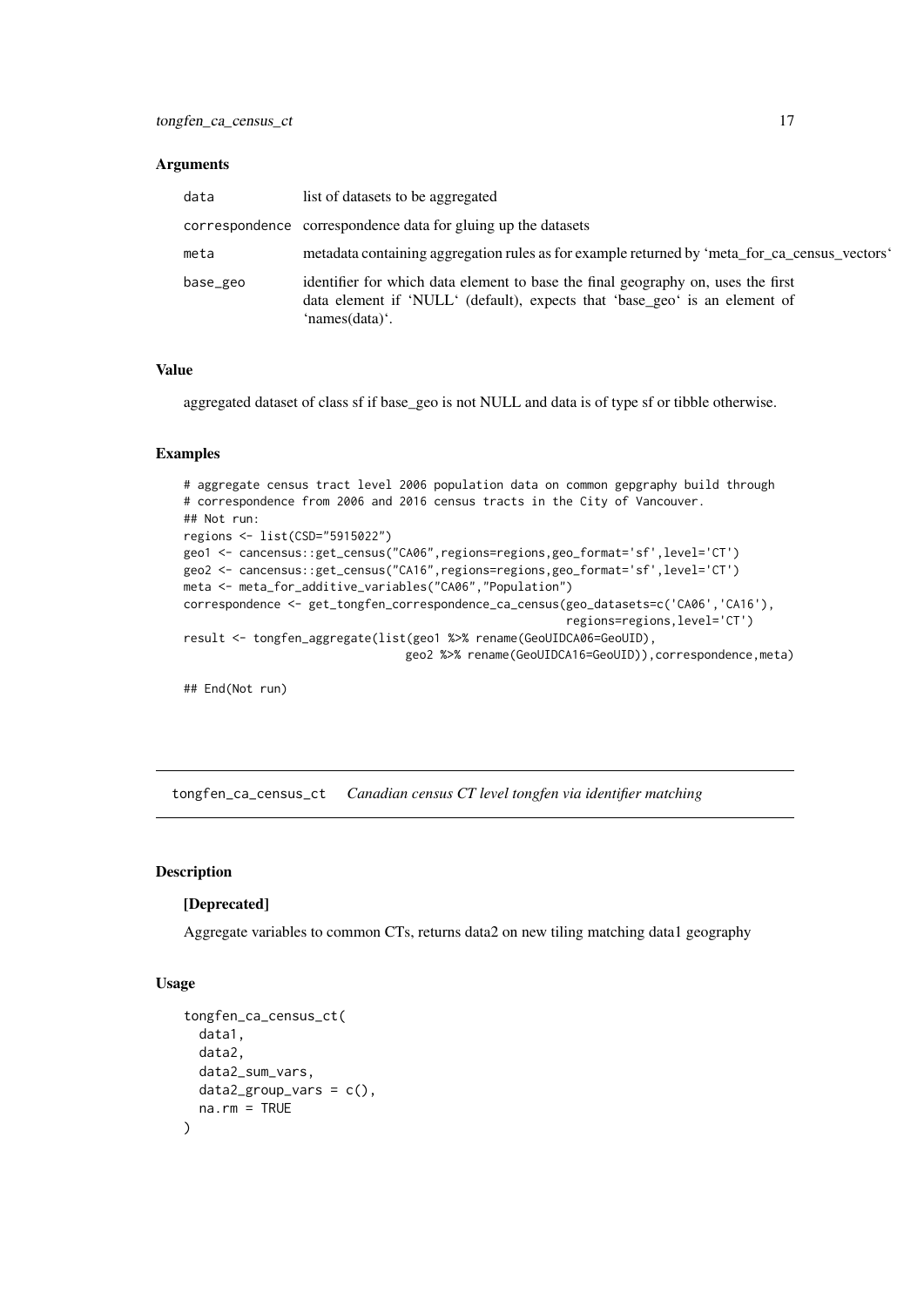### Arguments

| | |
|---|---|
| data | list of datasets to be aggregated |
| correspondence | correspondence data for gluing up the datasets |
| meta | metadata containing aggregation rules as for example returned by 'meta_for_ca_census_vectors' |
| base_geo | identifier for which data element to base the final geography on, uses the first data element if 'NULL' (default), expects that 'base_geo' is an element of 'names(data)'. |

### Value

aggregated dataset of class sf if base_geo is not NULL and data is of type sf or tibble otherwise.

### Examples

```
# aggregate census tract level 2006 population data on common gepgraphy build through
# correspondence from 2006 and 2016 census tracts in the City of Vancouver.
## Not run:
regions <- list(CSD="5915022")
geo1 <- cancensus::get_census("CA06",regions=regions,geo_format='sf',level='CT')
geo2 <- cancensus::get_census("CA16",regions=regions,geo_format='sf',level='CT')
meta <- meta_for_additive_variables("CA06","Population")
correspondence <- get_tongfen_correspondence_ca_census(geo_datasets=c('CA06','CA16'),
                                                       regions=regions,level='CT')
result <- tongfen_aggregate(list(geo1 %>% rename(GeoUIDCA06=GeoUID),
                                 geo2 %>% rename(GeoUIDCA16=GeoUID)),correspondence,meta)

## End(Not run)
```

---

## tongfen_ca_census_ct *Canadian census CT level tongfen via identifier matching*

### Description

**[Deprecated]**

Aggregate variables to common CTs, returns data2 on new tiling matching data1 geography

### Usage

```
tongfen_ca_census_ct(
  data1,
  data2,
  data2_sum_vars,
  data2_group_vars = c(),
  na.rm = TRUE
)
```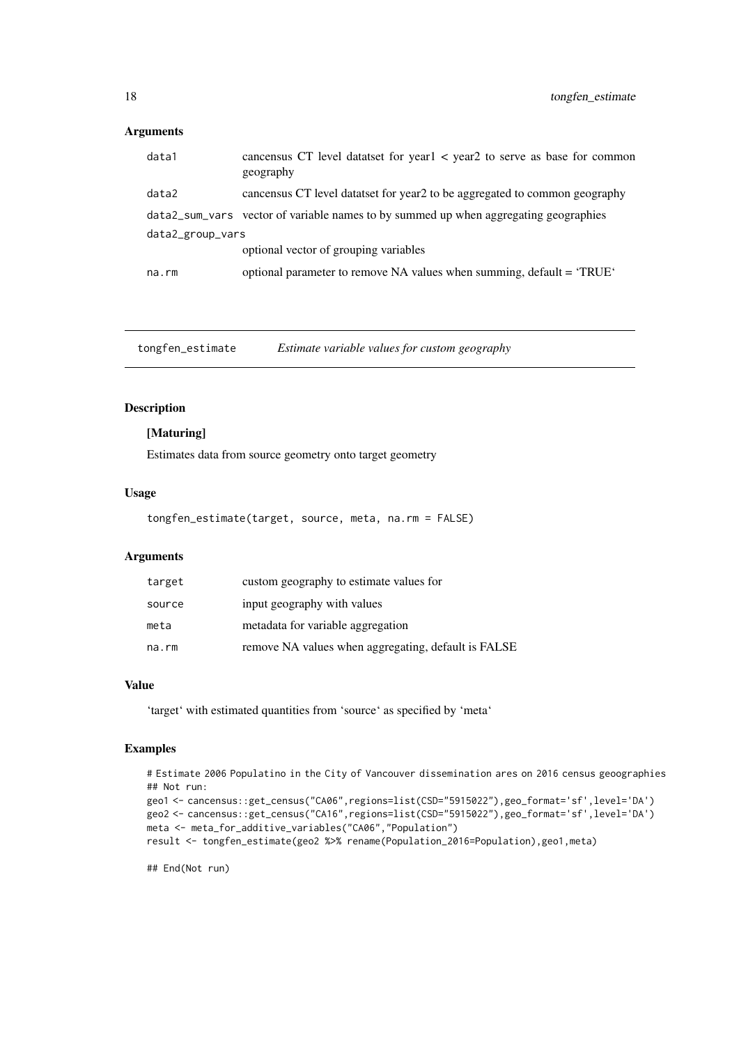## Arguments

| | |
|---|---|
| data1 | cancensus CT level datatset for year1 < year2 to serve as base for common geography |
| data2 | cancensus CT level datatset for year2 to be aggregated to common geography |
| data2_sum_vars | vector of variable names to by summed up when aggregating geographies |
| data2_group_vars | optional vector of grouping variables |
| na.rm | optional parameter to remove NA values when summing, default = 'TRUE' |

---

# tongfen_estimate *Estimate variable values for custom geography*

## Description

**[Maturing]**

Estimates data from source geometry onto target geometry

## Usage

```
tongfen_estimate(target, source, meta, na.rm = FALSE)
```

## Arguments

| | |
|---|---|
| target | custom geography to estimate values for |
| source | input geography with values |
| meta | metadata for variable aggregation |
| na.rm | remove NA values when aggregating, default is FALSE |

## Value

'target' with estimated quantities from 'source' as specified by 'meta'

## Examples

```
# Estimate 2006 Populatino in the City of Vancouver dissemination ares on 2016 census geoographies
## Not run:
geo1 <- cancensus::get_census("CA06",regions=list(CSD="5915022"),geo_format='sf',level='DA')
geo2 <- cancensus::get_census("CA16",regions=list(CSD="5915022"),geo_format='sf',level='DA')
meta <- meta_for_additive_variables("CA06","Population")
result <- tongfen_estimate(geo2 %>% rename(Population_2016=Population),geo1,meta)

## End(Not run)
```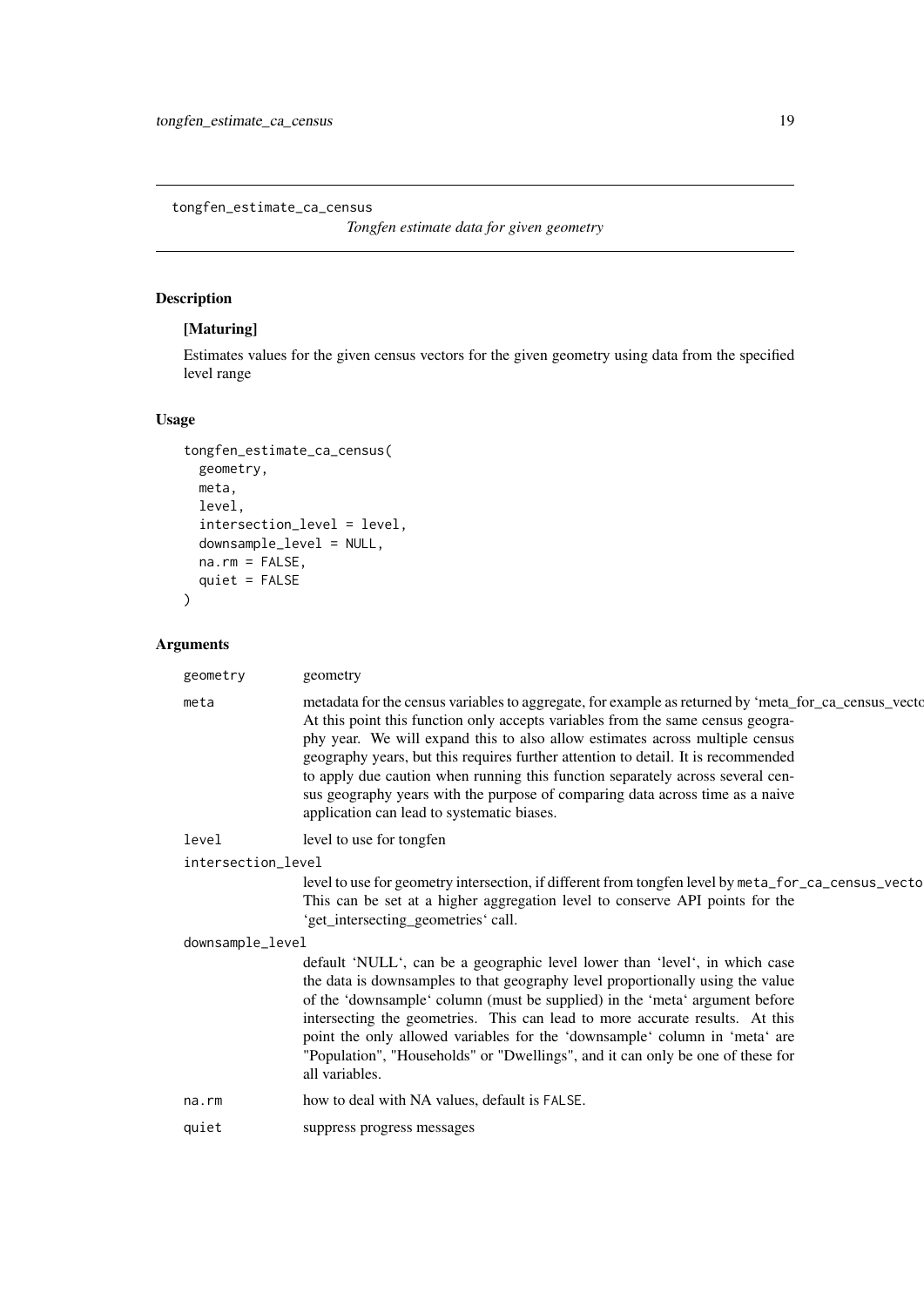## tongfen_estimate_ca_census

*Tongfen estimate data for given geometry*

### Description

**[Maturing]**

Estimates values for the given census vectors for the given geometry using data from the specified level range

### Usage

```
tongfen_estimate_ca_census(
  geometry,
  meta,
  level,
  intersection_level = level,
  downsample_level = NULL,
  na.rm = FALSE,
  quiet = FALSE
)
```

### Arguments

| | |
|---|---|
| `geometry` | geometry |
| `meta` | metadata for the census variables to aggregate, for example as returned by 'meta_for_ca_census_vecto At this point this function only accepts variables from the same census geography year. We will expand this to also allow estimates across multiple census geography years, but this requires further attention to detail. It is recommended to apply due caution when running this function separately across several census geography years with the purpose of comparing data across time as a naive application can lead to systematic biases. |
| `level` | level to use for tongfen |
| `intersection_level` | level to use for geometry intersection, if different from tongfen level by `meta_for_ca_census_vecto` This can be set at a higher aggregation level to conserve API points for the 'get_intersecting_geometries' call. |
| `downsample_level` | default 'NULL', can be a geographic level lower than 'level', in which case the data is downsamples to that geography level proportionally using the value of the 'downsample' column (must be supplied) in the 'meta' argument before intersecting the geometries. This can lead to more accurate results. At this point the only allowed variables for the 'downsample' column in 'meta' are "Population", "Households" or "Dwellings", and it can only be one of these for all variables. |
| `na.rm` | how to deal with NA values, default is `FALSE`. |
| `quiet` | suppress progress messages |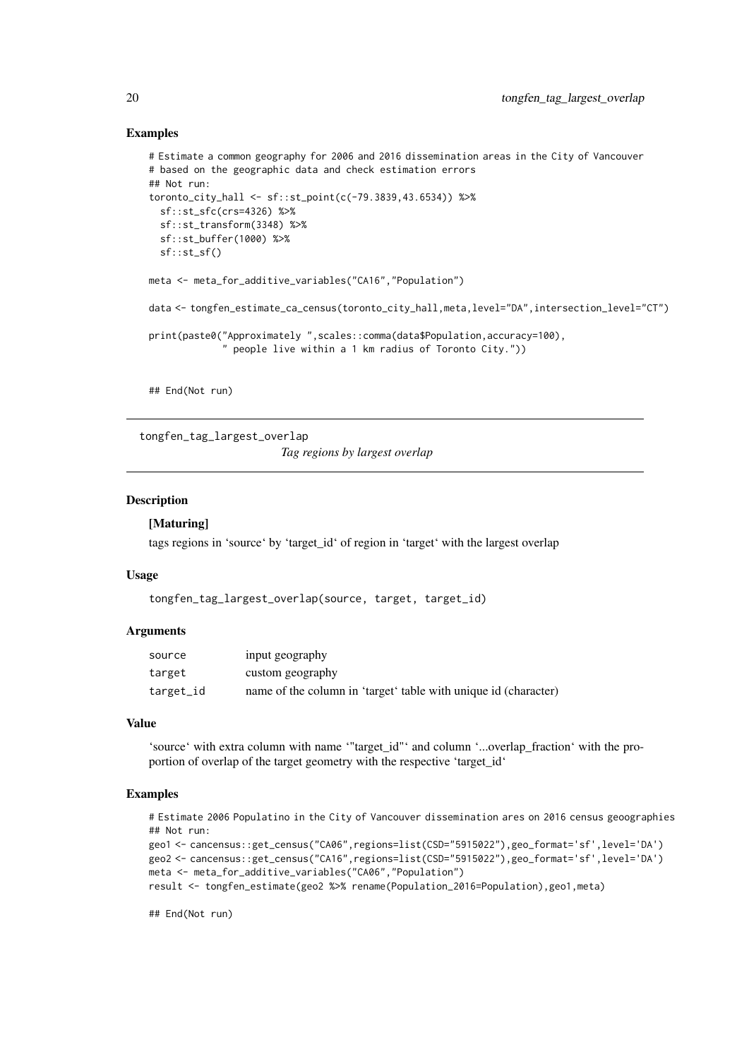## Examples

```
# Estimate a common geography for 2006 and 2016 dissemination areas in the City of Vancouver
# based on the geographic data and check estimation errors
## Not run:
toronto_city_hall <- sf::st_point(c(-79.3839,43.6534)) %>%
  sf::st_sfc(crs=4326) %>%
  sf::st_transform(3348) %>%
  sf::st_buffer(1000) %>%
  sf::st_sf()

meta <- meta_for_additive_variables("CA16","Population")

data <- tongfen_estimate_ca_census(toronto_city_hall,meta,level="DA",intersection_level="CT")

print(paste0("Approximately ",scales::comma(data$Population,accuracy=100),
             " people live within a 1 km radius of Toronto City."))


## End(Not run)
```

---

# tongfen_tag_largest_overlap

*Tag regions by largest overlap*

---

## Description

**[Maturing]**

tags regions in 'source' by 'target_id' of region in 'target' with the largest overlap

## Usage

```
tongfen_tag_largest_overlap(source, target, target_id)
```

## Arguments

| | |
|---|---|
| `source` | input geography |
| `target` | custom geography |
| `target_id` | name of the column in 'target' table with unique id (character) |

## Value

'source' with extra column with name '"target_id"' and column '...overlap_fraction' with the proportion of overlap of the target geometry with the respective 'target_id'

## Examples

```
# Estimate 2006 Populatino in the City of Vancouver dissemination ares on 2016 census geoographies
## Not run:
geo1 <- cancensus::get_census("CA06",regions=list(CSD="5915022"),geo_format='sf',level='DA')
geo2 <- cancensus::get_census("CA16",regions=list(CSD="5915022"),geo_format='sf',level='DA')
meta <- meta_for_additive_variables("CA06","Population")
result <- tongfen_estimate(geo2 %>% rename(Population_2016=Population),geo1,meta)

## End(Not run)
```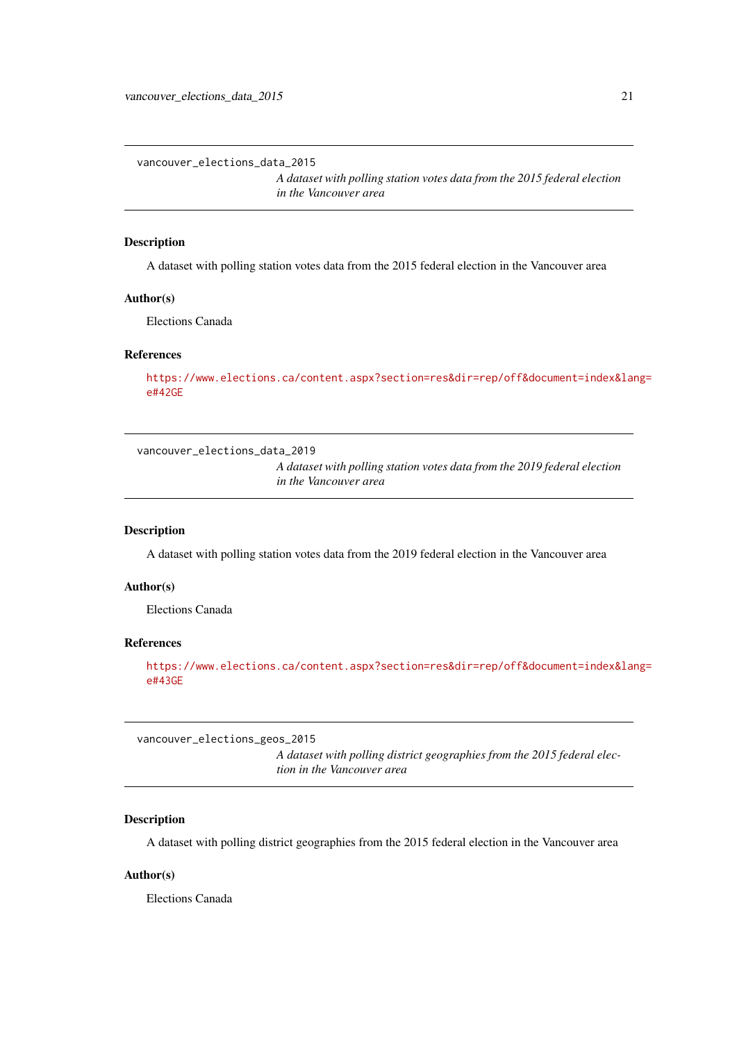## vancouver_elections_data_2015

*A dataset with polling station votes data from the 2015 federal election in the Vancouver area*

### Description

A dataset with polling station votes data from the 2015 federal election in the Vancouver area

### Author(s)

Elections Canada

### References

https://www.elections.ca/content.aspx?section=res&dir=rep/off&document=index&lang=e#42GE

## vancouver_elections_data_2019

*A dataset with polling station votes data from the 2019 federal election in the Vancouver area*

### Description

A dataset with polling station votes data from the 2019 federal election in the Vancouver area

### Author(s)

Elections Canada

### References

https://www.elections.ca/content.aspx?section=res&dir=rep/off&document=index&lang=e#43GE

## vancouver_elections_geos_2015

*A dataset with polling district geographies from the 2015 federal election in the Vancouver area*

### Description

A dataset with polling district geographies from the 2015 federal election in the Vancouver area

### Author(s)

Elections Canada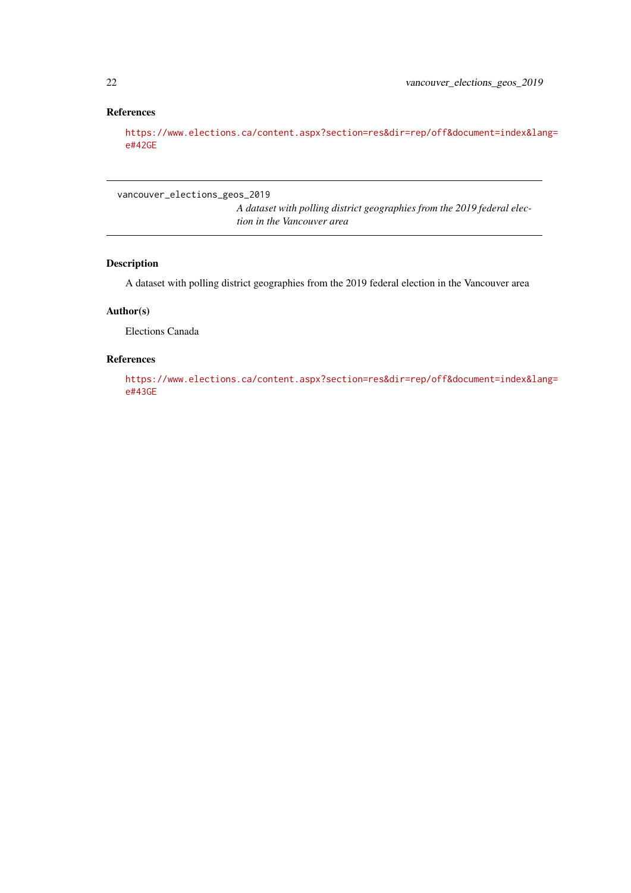### References

https://www.elections.ca/content.aspx?section=res&dir=rep/off&document=index&lang=e#42GE

---

## vancouver_elections_geos_2019

*A dataset with polling district geographies from the 2019 federal election in the Vancouver area*

### Description

A dataset with polling district geographies from the 2019 federal election in the Vancouver area

### Author(s)

Elections Canada

### References

https://www.elections.ca/content.aspx?section=res&dir=rep/off&document=index&lang=e#43GE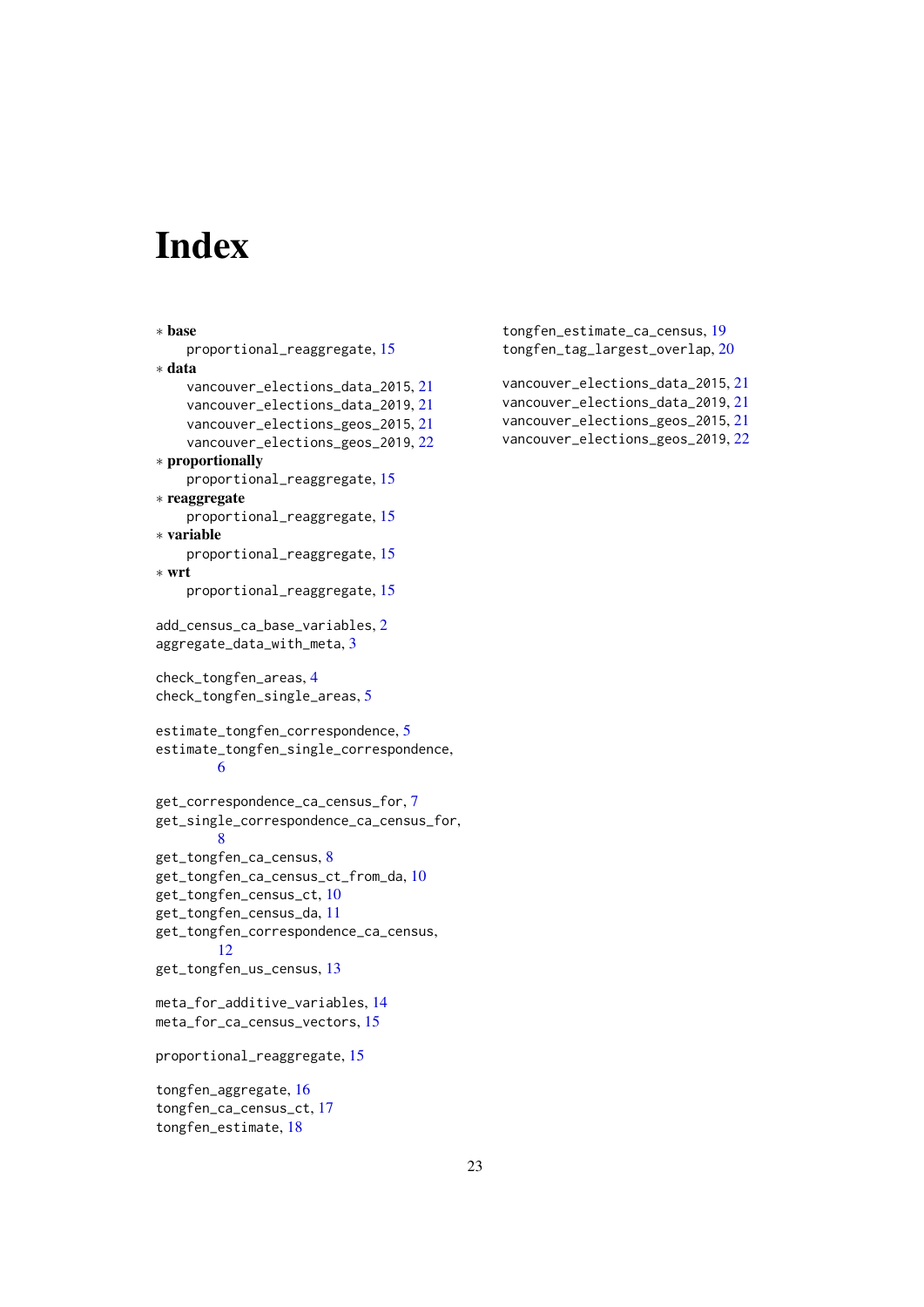# Index

* **base**
    proportional_reaggregate, 15
* **data**
    vancouver_elections_data_2015, 21
    vancouver_elections_data_2019, 21
    vancouver_elections_geos_2015, 21
    vancouver_elections_geos_2019, 22
* **proportionally**
    proportional_reaggregate, 15
* **reaggregate**
    proportional_reaggregate, 15
* **variable**
    proportional_reaggregate, 15
* **wrt**
    proportional_reaggregate, 15

add_census_ca_base_variables, 2
aggregate_data_with_meta, 3

check_tongfen_areas, 4
check_tongfen_single_areas, 5

estimate_tongfen_correspondence, 5
estimate_tongfen_single_correspondence, 6

get_correspondence_ca_census_for, 7
get_single_correspondence_ca_census_for, 8
get_tongfen_ca_census, 8
get_tongfen_ca_census_ct_from_da, 10
get_tongfen_census_ct, 10
get_tongfen_census_da, 11
get_tongfen_correspondence_ca_census, 12
get_tongfen_us_census, 13

meta_for_additive_variables, 14
meta_for_ca_census_vectors, 15

proportional_reaggregate, 15

tongfen_aggregate, 16
tongfen_ca_census_ct, 17
tongfen_estimate, 18
tongfen_estimate_ca_census, 19
tongfen_tag_largest_overlap, 20

vancouver_elections_data_2015, 21
vancouver_elections_data_2019, 21
vancouver_elections_geos_2015, 21
vancouver_elections_geos_2019, 22